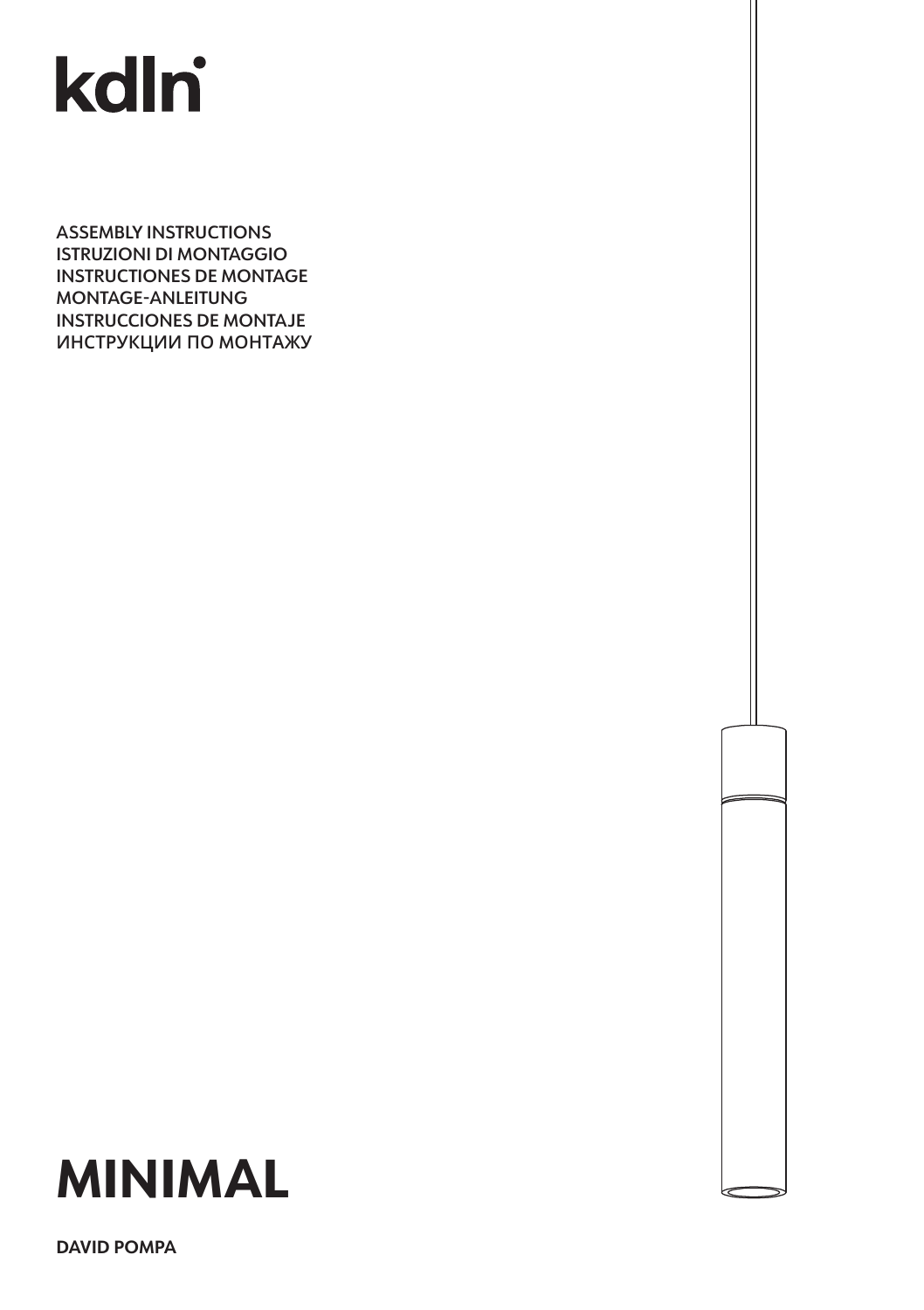kdln

ASSEMBLY INSTRUCTIONS
ISTRUZIONI DI MONTAGGIO
INSTRUCTIONES DE MONTAGE
MONTAGE-ANLEITUNG
INSTRUCCIONES DE MONTAJE
ИНСТРУКЦИИ ПО МОНТАЖУ

# MINIMAL

**DAVID POMPA**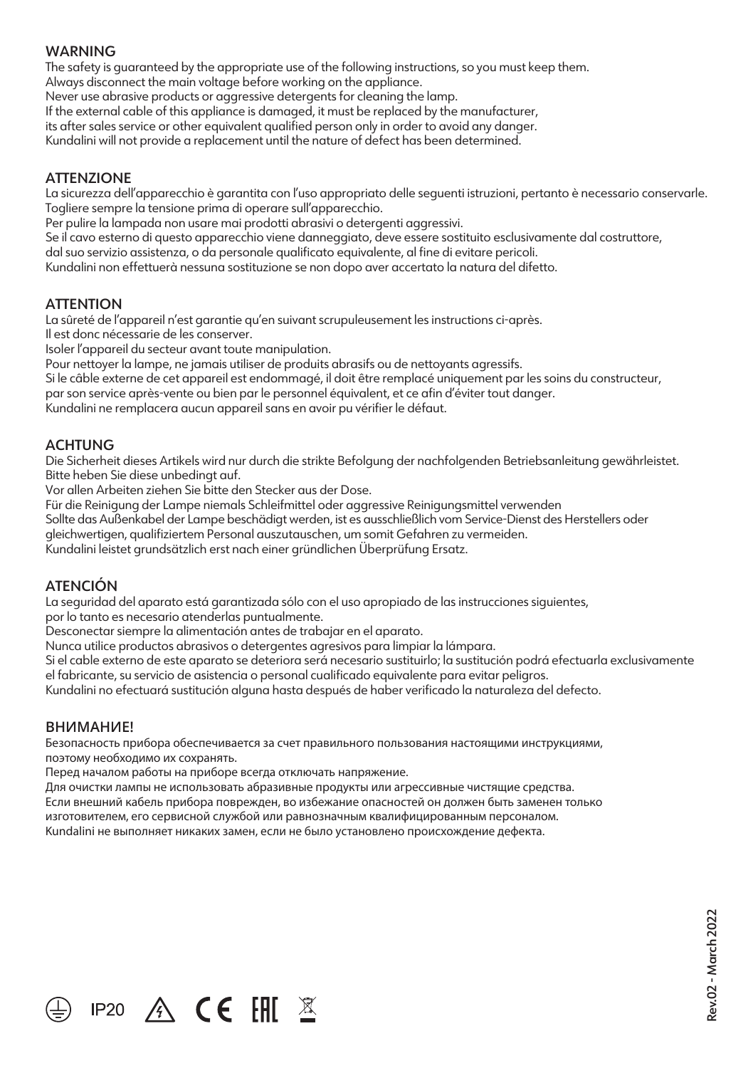## WARNING

The safety is guaranteed by the appropriate use of the following instructions, so you must keep them.
Always disconnect the main voltage before working on the appliance.
Never use abrasive products or aggressive detergents for cleaning the lamp.
If the external cable of this appliance is damaged, it must be replaced by the manufacturer,
its after sales service or other equivalent qualified person only in order to avoid any danger.
Kundalini will not provide a replacement until the nature of defect has been determined.

## ATTENZIONE

La sicurezza dell'apparecchio è garantita con l'uso appropriato delle seguenti istruzioni, pertanto è necessario conservarle.
Togliere sempre la tensione prima di operare sull'apparecchio.
Per pulire la lampada non usare mai prodotti abrasivi o detergenti aggressivi.
Se il cavo esterno di questo apparecchio viene danneggiato, deve essere sostituito esclusivamente dal costruttore,
dal suo servizio assistenza, o da personale qualificato equivalente, al fine di evitare pericoli.
Kundalini non effettuerà nessuna sostituzione se non dopo aver accertato la natura del difetto.

## ATTENTION

La sûreté de l'appareil n'est garantie qu'en suivant scrupuleusement les instructions ci-après.
Il est donc nécessarie de les conserver.
Isoler l'appareil du secteur avant toute manipulation.
Pour nettoyer la lampe, ne jamais utiliser de produits abrasifs ou de nettoyants agressifs.
Si le câble externe de cet appareil est endommagé, il doit être remplacé uniquement par les soins du constructeur,
par son service après-vente ou bien par le personnel équivalent, et ce afin d'éviter tout danger.
Kundalini ne remplacera aucun appareil sans en avoir pu vérifier le défaut.

## ACHTUNG

Die Sicherheit dieses Artikels wird nur durch die strikte Befolgung der nachfolgenden Betriebsanleitung gewährleistet.
Bitte heben Sie diese unbedingt auf.
Vor allen Arbeiten ziehen Sie bitte den Stecker aus der Dose.
Für die Reinigung der Lampe niemals Schleifmittel oder aggressive Reinigungsmittel verwenden
Sollte das Außenkabel der Lampe beschädigt werden, ist es ausschließlich vom Service-Dienst des Herstellers oder
gleichwertigen, qualifiziertem Personal auszutauschen, um somit Gefahren zu vermeiden.
Kundalini leistet grundsätzlich erst nach einer gründlichen Überprüfung Ersatz.

## ATENCIÓN

La seguridad del aparato está garantizada sólo con el uso apropiado de las instrucciones siguientes,
por lo tanto es necesario atenderlas puntualmente.
Desconectar siempre la alimentación antes de trabajar en el aparato.
Nunca utilice productos abrasivos o detergentes agresivos para limpiar la lámpara.
Si el cable externo de este aparato se deteriora será necesario sustituirlo; la sustitución podrá efectuarla exclusivamente
el fabricante, su servicio de asistencia o personal cualificado equivalente para evitar peligros.
Kundalini no efectuará sustitución alguna hasta después de haber verificado la naturaleza del defecto.

## ВНИМАНИЕ!

Безопасность прибора обеспечивается за счет правильного пользования настоящими инструкциями,
поэтому необходимо их сохранять.
Перед началом работы на приборе всегда отключать напряжение.
Для очистки лампы не использовать абразивные продукты или агрессивные чистящие средства.
Если внешний кабель прибора поврежден, во избежание опасностей он должен быть заменен только
изготовителем, его сервисной службой или равнозначным квалифицированным персоналом.
Kundalini не выполняет никаких замен, если не было установлено происхождение дефекта.

IP20

Rev.02 - March 2022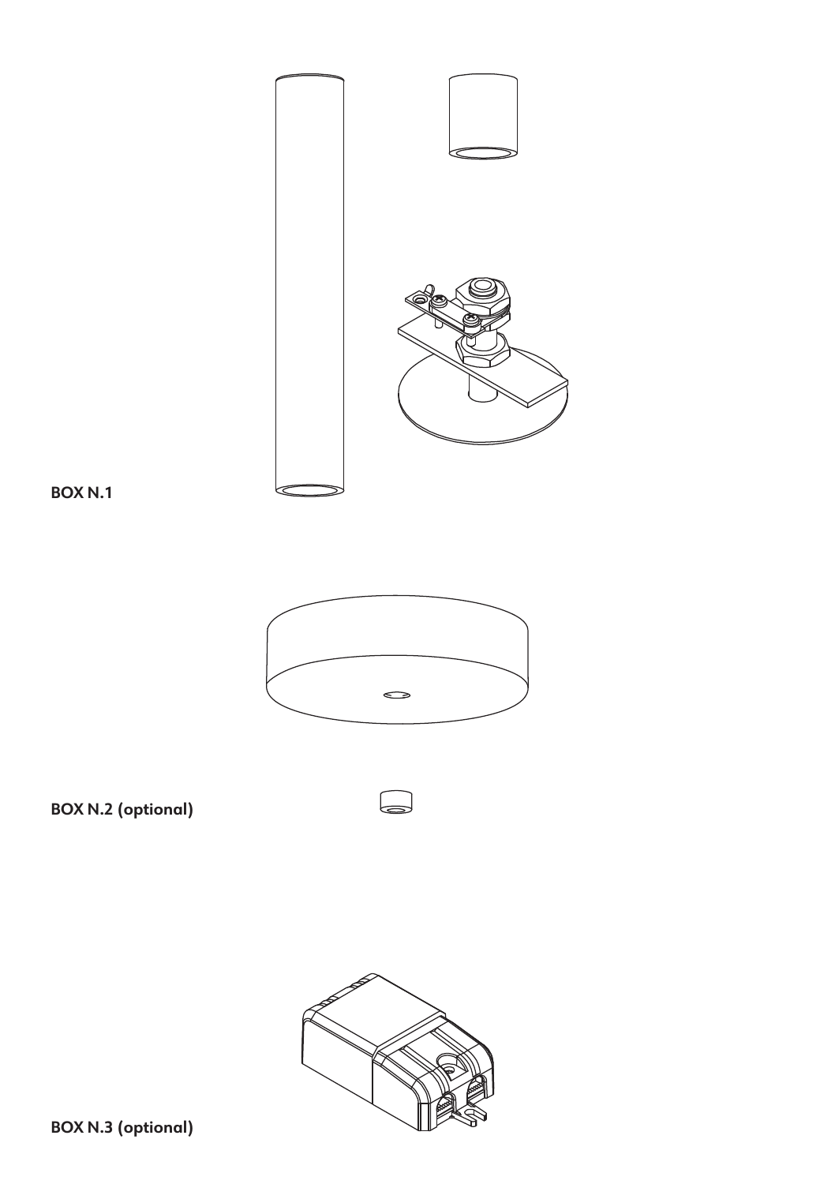**BOX N.1**

**BOX N.2 (optional)**

**BOX N.3 (optional)**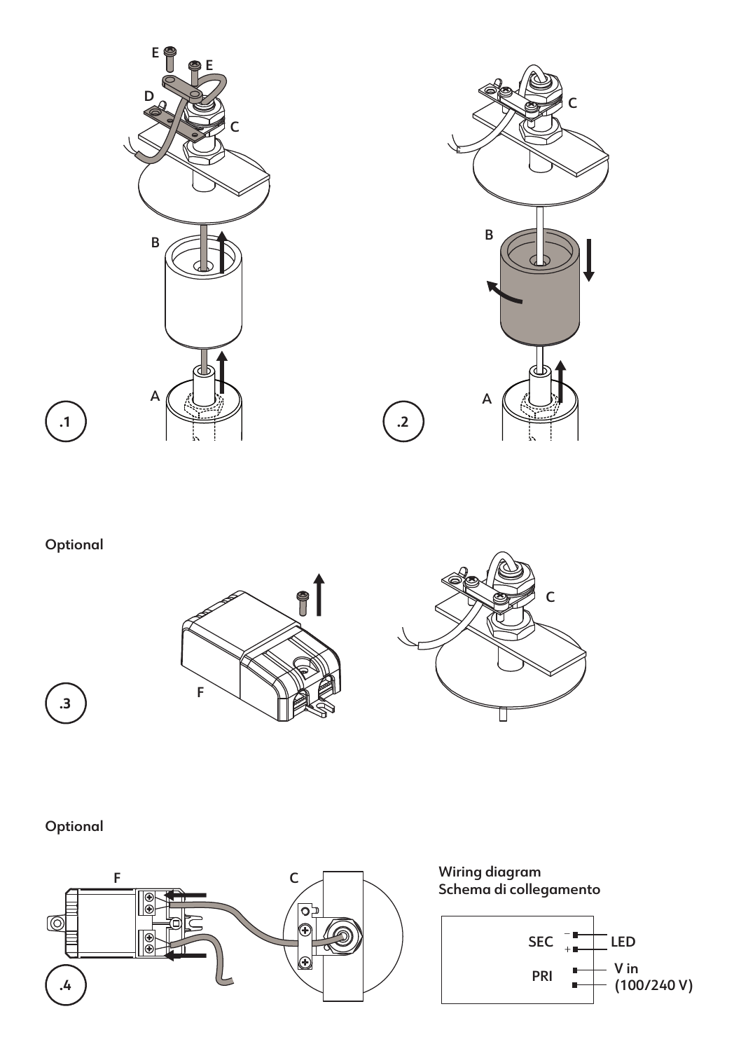E E D C B A .1

C B A .2

Optional

F C .3

Optional

F C .4

Wiring diagram
Schema di collegamento

SEC − + LED
PRI V in (100/240 V)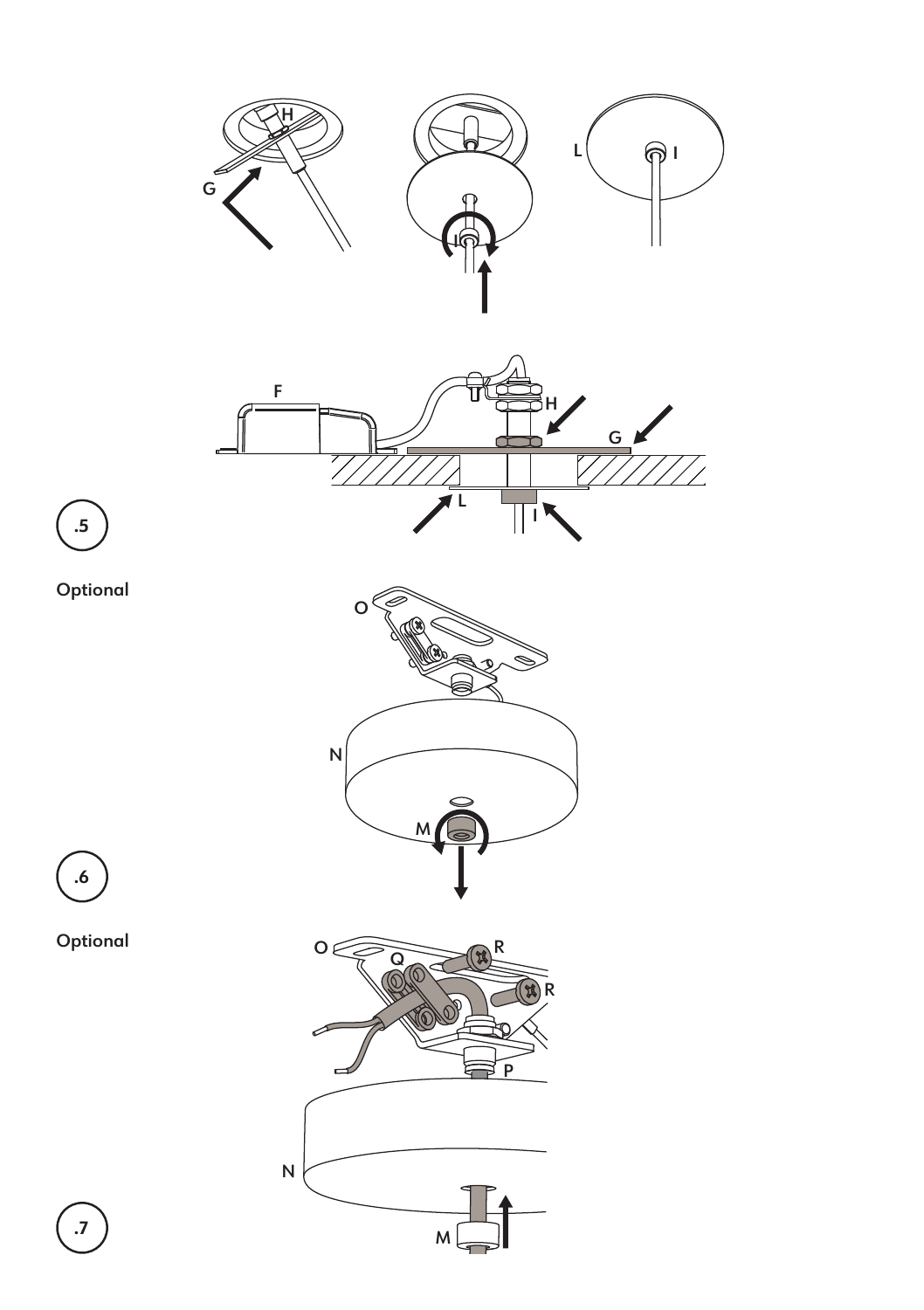.5

Optional

.6

Optional

.7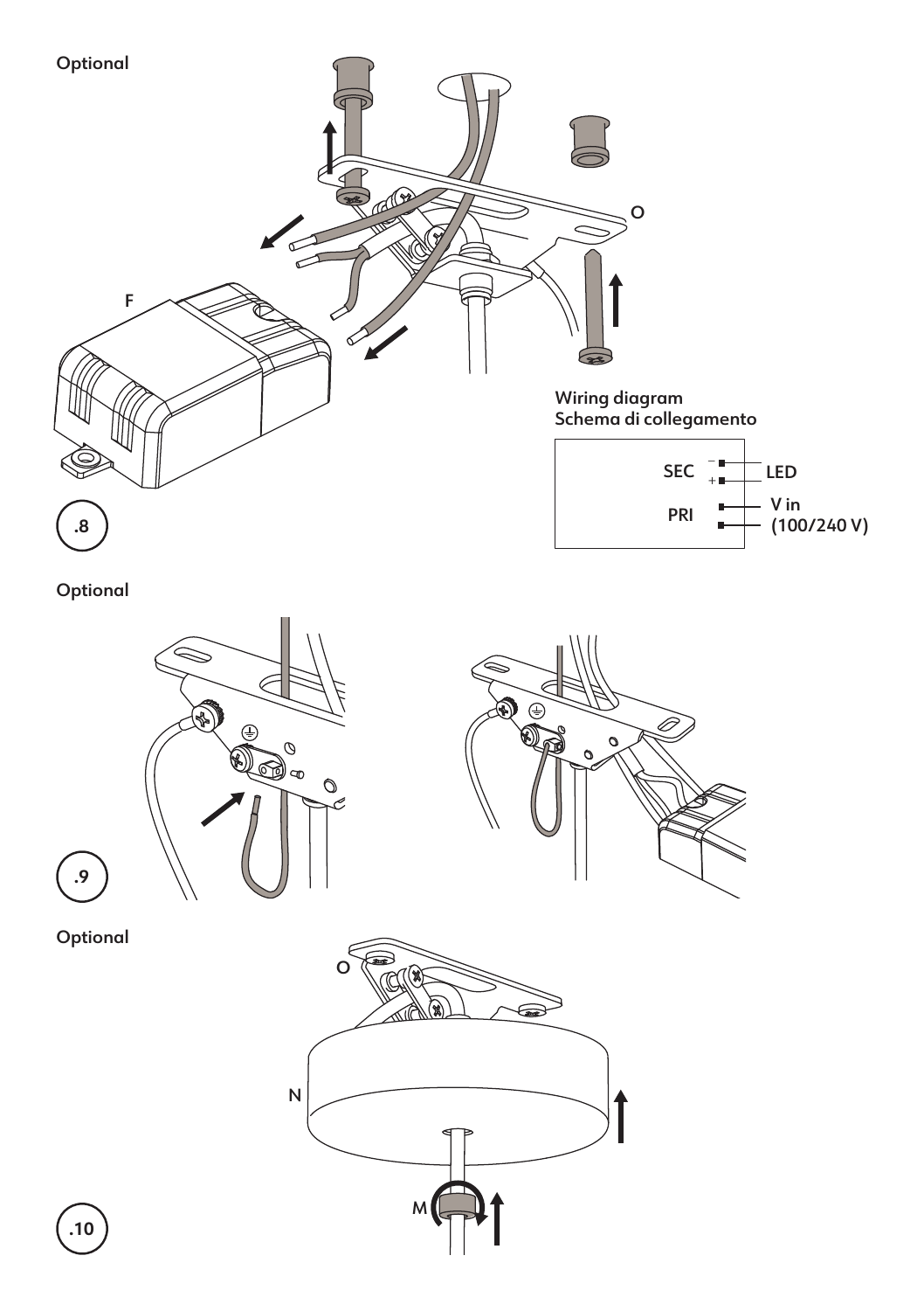Optional

O

F

Wiring diagram
Schema di collegamento

SEC − + LED

PRI V in (100/240 V)

.8

Optional

.9

Optional

O

N

M

.10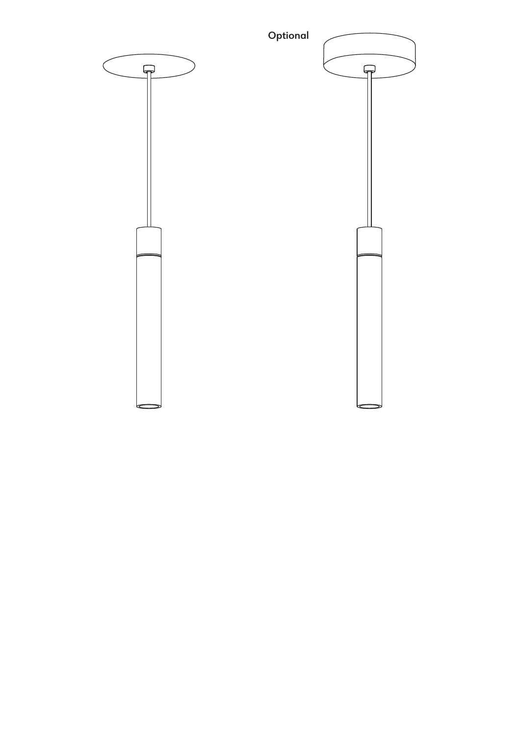Optional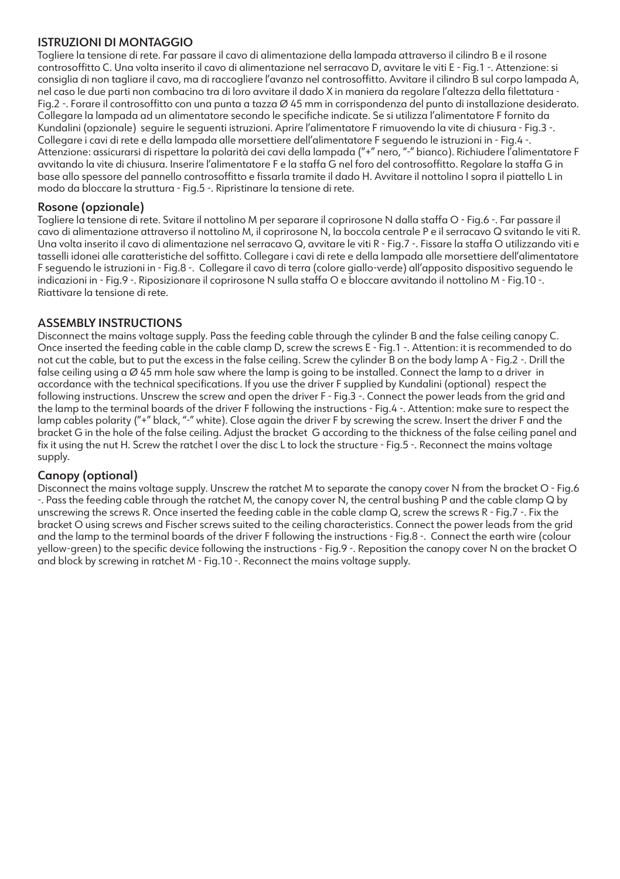## ISTRUZIONI DI MONTAGGIO

Togliere la tensione di rete. Far passare il cavo di alimentazione della lampada attraverso il cilindro B e il rosone controsoffitto C. Una volta inserito il cavo di alimentazione nel serracavo D, avvitare le viti E - Fig.1 -. Attenzione: si consiglia di non tagliare il cavo, ma di raccogliere l'avanzo nel controsoffitto. Avvitare il cilindro B sul corpo lampada A, nel caso le due parti non combacino tra di loro avvitare il dado X in maniera da regolare l'altezza della filettatura - Fig.2 -. Forare il controsoffitto con una punta a tazza Ø 45 mm in corrispondenza del punto di installazione desiderato. Collegare la lampada ad un alimentatore secondo le specifiche indicate. Se si utilizza l'alimentatore F fornito da Kundalini (opzionale) seguire le seguenti istruzioni. Aprire l'alimentatore F rimuovendo la vite di chiusura - Fig.3 -. Collegare i cavi di rete e della lampada alle morsettiere dell'alimentatore F seguendo le istruzioni in - Fig.4 -. Attenzione: assicurarsi di rispettare la polarità dei cavi della lampada ("+" nero, "-" bianco). Richiudere l'alimentatore F avvitando la vite di chiusura. Inserire l'alimentatore F e la staffa G nel foro del controsoffitto. Regolare la staffa G in base allo spessore del pannello controsoffitto e fissarla tramite il dado H. Avvitare il nottolino I sopra il piattello L in modo da bloccare la struttura - Fig.5 -. Ripristinare la tensione di rete.

### Rosone (opzionale)

Togliere la tensione di rete. Svitare il nottolino M per separare il coprirosone N dalla staffa O - Fig.6 -. Far passare il cavo di alimentazione attraverso il nottolino M, il coprirosone N, la boccola centrale P e il serracavo Q svitando le viti R. Una volta inserito il cavo di alimentazione nel serracavo Q, avvitare le viti R - Fig.7 -. Fissare la staffa O utilizzando viti e tasselli idonei alle caratteristiche del soffitto. Collegare i cavi di rete e della lampada alle morsettiere dell'alimentatore F seguendo le istruzioni in - Fig.8 -. Collegare il cavo di terra (colore giallo-verde) all'apposito dispositivo seguendo le indicazioni in - Fig.9 -. Riposizionare il coprirosone N sulla staffa O e bloccare avvitando il nottolino M - Fig.10 -. Riattivare la tensione di rete.

## ASSEMBLY INSTRUCTIONS

Disconnect the mains voltage supply. Pass the feeding cable through the cylinder B and the false ceiling canopy C. Once inserted the feeding cable in the cable clamp D, screw the screws E - Fig.1 -. Attention: it is recommended to do not cut the cable, but to put the excess in the false ceiling. Screw the cylinder B on the body lamp A - Fig.2 -. Drill the false ceiling using a Ø 45 mm hole saw where the lamp is going to be installed. Connect the lamp to a driver in accordance with the technical specifications. If you use the driver F supplied by Kundalini (optional) respect the following instructions. Unscrew the screw and open the driver F - Fig.3 -. Connect the power leads from the grid and the lamp to the terminal boards of the driver F following the instructions - Fig.4 -. Attention: make sure to respect the lamp cables polarity ("+" black, "-" white). Close again the driver F by screwing the screw. Insert the driver F and the bracket G in the hole of the false ceiling. Adjust the bracket G according to the thickness of the false ceiling panel and fix it using the nut H. Screw the ratchet I over the disc L to lock the structure - Fig.5 -. Reconnect the mains voltage supply.

### Canopy (optional)

Disconnect the mains voltage supply. Unscrew the ratchet M to separate the canopy cover N from the bracket O - Fig.6 -. Pass the feeding cable through the ratchet M, the canopy cover N, the central bushing P and the cable clamp Q by unscrewing the screws R. Once inserted the feeding cable in the cable clamp Q, screw the screws R - Fig.7 -. Fix the bracket O using screws and Fischer screws suited to the ceiling characteristics. Connect the power leads from the grid and the lamp to the terminal boards of the driver F following the instructions - Fig.8 -. Connect the earth wire (colour yellow-green) to the specific device following the instructions - Fig.9 -. Reposition the canopy cover N on the bracket O and block by screwing in ratchet M - Fig.10 -. Reconnect the mains voltage supply.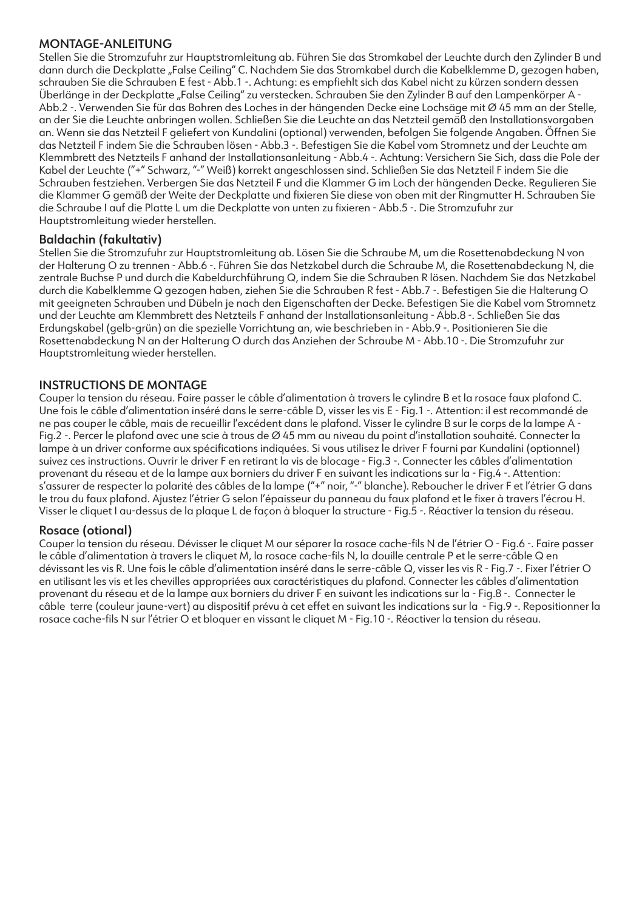## MONTAGE-ANLEITUNG

Stellen Sie die Stromzufuhr zur Hauptstromleitung ab. Führen Sie das Stromkabel der Leuchte durch den Zylinder B und dann durch die Deckplatte „False Ceiling" C. Nachdem Sie das Stromkabel durch die Kabelklemme D, gezogen haben, schrauben Sie die Schrauben E fest - Abb.1 -. Achtung: es empfiehlt sich das Kabel nicht zu kürzen sondern dessen Überlänge in der Deckplatte „False Ceiling" zu verstecken. Schrauben Sie den Zylinder B auf den Lampenkörper A - Abb.2 -. Verwenden Sie für das Bohren des Loches in der hängenden Decke eine Lochsäge mit Ø 45 mm an der Stelle, an der Sie die Leuchte anbringen wollen. Schließen Sie die Leuchte an das Netzteil gemäß den Installationsvorgaben an. Wenn sie das Netzteil F geliefert von Kundalini (optional) verwenden, befolgen Sie folgende Angaben. Öffnen Sie das Netzteil F indem Sie die Schrauben lösen - Abb.3 -. Befestigen Sie die Kabel vom Stromnetz und der Leuchte am Klemmbrett des Netzteils F anhand der Installationsanleitung - Abb.4 -. Achtung: Versichern Sie Sich, dass die Pole der Kabel der Leuchte ("+" Schwarz, "-" Weiß) korrekt angeschlossen sind. Schließen Sie das Netzteil F indem Sie die Schrauben festziehen. Verbergen Sie das Netzteil F und die Klammer G im Loch der hängenden Decke. Regulieren Sie die Klammer G gemäß der Weite der Deckplatte und fixieren Sie diese von oben mit der Ringmutter H. Schrauben Sie die Schraube I auf die Platte L um die Deckplatte von unten zu fixieren - Abb.5 -. Die Stromzufuhr zur Hauptstromleitung wieder herstellen.

### Baldachin (fakultativ)

Stellen Sie die Stromzufuhr zur Hauptstromleitung ab. Lösen Sie die Schraube M, um die Rosettenabdeckung N von der Halterung O zu trennen - Abb.6 -. Führen Sie das Netzkabel durch die Schraube M, die Rosettenabdeckung N, die zentrale Buchse P und durch die Kabeldurchführung Q, indem Sie die Schrauben R lösen. Nachdem Sie das Netzkabel durch die Kabelklemme Q gezogen haben, ziehen Sie die Schrauben R fest - Abb.7 -. Befestigen Sie die Halterung O mit geeigneten Schrauben und Dübeln je nach den Eigenschaften der Decke. Befestigen Sie die Kabel vom Stromnetz und der Leuchte am Klemmbrett des Netzteils F anhand der Installationsanleitung - Abb.8 -. Schließen Sie das Erdungskabel (gelb-grün) an die spezielle Vorrichtung an, wie beschrieben in - Abb.9 -. Positionieren Sie die Rosettenabdeckung N an der Halterung O durch das Anziehen der Schraube M - Abb.10 -. Die Stromzufuhr zur Hauptstromleitung wieder herstellen.

## INSTRUCTIONS DE MONTAGE

Couper la tension du réseau. Faire passer le câble d'alimentation à travers le cylindre B et la rosace faux plafond C. Une fois le câble d'alimentation inséré dans le serre-câble D, visser les vis E - Fig.1 -. Attention: il est recommandé de ne pas couper le câble, mais de recueillir l'excédent dans le plafond. Visser le cylindre B sur le corps de la lampe A - Fig.2 -. Percer le plafond avec une scie à trous de Ø 45 mm au niveau du point d'installation souhaité. Connecter la lampe à un driver conforme aux spécifications indiquées. Si vous utilisez le driver F fourni par Kundalini (optionnel) suivez ces instructions. Ouvrir le driver F en retirant la vis de blocage - Fig.3 -. Connecter les câbles d'alimentation provenant du réseau et de la lampe aux borniers du driver F en suivant les indications sur la - Fig.4 -. Attention: s'assurer de respecter la polarité des câbles de la lampe ("+" noir, "-" blanche). Reboucher le driver F et l'étrier G dans le trou du faux plafond. Ajustez l'étrier G selon l'épaisseur du panneau du faux plafond et le fixer à travers l'écrou H. Visser le cliquet I au-dessus de la plaque L de façon à bloquer la structure - Fig.5 -. Réactiver la tension du réseau.

### Rosace (otional)

Couper la tension du réseau. Dévisser le cliquet M our séparer la rosace cache-fils N de l'étrier O - Fig.6 -. Faire passer le câble d'alimentation à travers le cliquet M, la rosace cache-fils N, la douille centrale P et le serre-câble Q en dévissant les vis R. Une fois le câble d'alimentation inséré dans le serre-câble Q, visser les vis R - Fig.7 -. Fixer l'étrier O en utilisant les vis et les chevilles appropriées aux caractéristiques du plafond. Connecter les câbles d'alimentation provenant du réseau et de la lampe aux borniers du driver F en suivant les indications sur la - Fig.8 -. Connecter le câble terre (couleur jaune-vert) au dispositif prévu à cet effet en suivant les indications sur la - Fig.9 -. Repositionner la rosace cache-fils N sur l'étrier O et bloquer en vissant le cliquet M - Fig.10 -. Réactiver la tension du réseau.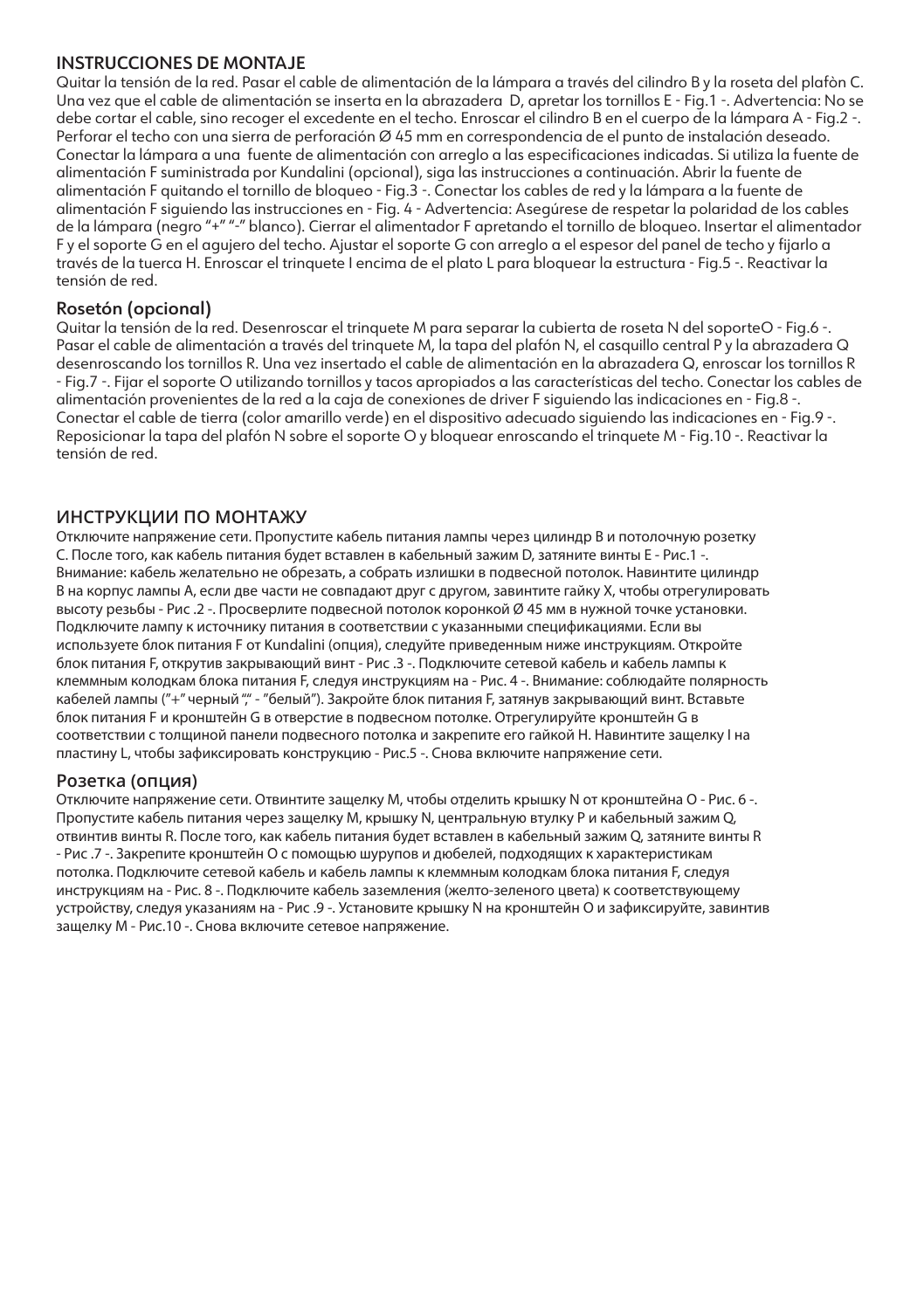## INSTRUCCIONES DE MONTAJE

Quitar la tensión de la red. Pasar el cable de alimentación de la lámpara a través del cilindro B y la roseta del plafòn C. Una vez que el cable de alimentación se inserta en la abrazadera D, apretar los tornillos E - Fig.1 -. Advertencia: No se debe cortar el cable, sino recoger el excedente en el techo. Enroscar el cilindro B en el cuerpo de la lámpara A - Fig.2 -. Perforar el techo con una sierra de perforación Ø 45 mm en correspondencia de el punto de instalación deseado. Conectar la lámpara a una fuente de alimentación con arreglo a las especificaciones indicadas. Si utiliza la fuente de alimentación F suministrada por Kundalini (opcional), siga las instrucciones a continuación. Abrir la fuente de alimentación F quitando el tornillo de bloqueo - Fig.3 -. Conectar los cables de red y la lámpara a la fuente de alimentación F siguiendo las instrucciones en - Fig. 4 - Advertencia: Asegúrese de respetar la polaridad de los cables de la lámpara (negro "+" "-" blanco). Cierrar el alimentador F apretando el tornillo de bloqueo. Insertar el alimentador F y el soporte G en el agujero del techo. Ajustar el soporte G con arreglo a el espesor del panel de techo y fijarlo a través de la tuerca H. Enroscar el trinquete I encima de el plato L para bloquear la estructura - Fig.5 -. Reactivar la tensión de red.

### Rosetón (opcional)

Quitar la tensión de la red. Desenroscar el trinquete M para separar la cubierta de roseta N del soporteO - Fig.6 -. Pasar el cable de alimentación a través del trinquete M, la tapa del plafón N, el casquillo central P y la abrazadera Q desenroscando los tornillos R. Una vez insertado el cable de alimentación en la abrazadera Q, enroscar los tornillos R - Fig.7 -. Fijar el soporte O utilizando tornillos y tacos apropiados a las características del techo. Conectar los cables de alimentación provenientes de la red a la caja de conexiones de driver F siguiendo las indicaciones en - Fig.8 -. Conectar el cable de tierra (color amarillo verde) en el dispositivo adecuado siguiendo las indicaciones en - Fig.9 -. Reposicionar la tapa del plafón N sobre el soporte O y bloquear enroscando el trinquete M - Fig.10 -. Reactivar la tensión de red.

## ИНСТРУКЦИИ ПО МОНТАЖУ

Отключите напряжение сети. Пропустите кабель питания лампы через цилиндр B и потолочную розетку C. После того, как кабель питания будет вставлен в кабельный зажим D, затяните винты E - Рис.1 -. Внимание: кабель желательно не обрезать, а собрать излишки в подвесной потолок. Навинтите цилиндр B на корпус лампы A, если две части не совпадают друг с другом, завинтите гайку X, чтобы отрегулировать высоту резьбы - Рис .2 -. Просверлите подвесной потолок коронкой Ø 45 мм в нужной точке установки. Подключите лампу к источнику питания в соответствии с указанными спецификациями. Если вы используете блок питания F от Kundalini (опция), следуйте приведенным ниже инструкциям. Откройте блок питания F, открутив закрывающий винт - Рис .3 -. Подключите сетевой кабель и кабель лампы к клеммным колодкам блока питания F, следуя инструкциям на - Рис. 4 -. Внимание: соблюдайте полярность кабелей лампы ("+" черный "-" - "белый"). Закройте блок питания F, затянув закрывающий винт. Вставьте блок питания F и кронштейн G в отверстие в подвесном потолке. Отрегулируйте кронштейн G в соответствии с толщиной панели подвесного потолка и закрепите его гайкой H. Навинтите защелку I на пластину L, чтобы зафиксировать конструкцию - Рис.5 -. Снова включите напряжение сети.

### Розетка (опция)

Отключите напряжение сети. Отвинтите защелку M, чтобы отделить крышку N от кронштейна O - Рис. 6 -. Пропустите кабель питания через защелку M, крышку N, центральную втулку P и кабельный зажим Q, отвинтив винты R. После того, как кабель питания будет вставлен в кабельный зажим Q, затяните винты R - Рис .7 -. Закрепите кронштейн O с помощью шурупов и дюбелей, подходящих к характеристикам потолка. Подключите сетевой кабель и кабель лампы к клеммным колодкам блока питания F, следуя инструкциям на - Рис. 8 -. Подключите кабель заземления (желто-зеленого цвета) к соответствующему устройству, следуя указаниям на - Рис .9 -. Установите крышку N на кронштейн O и зафиксируйте, завинтив защелку M - Рис.10 -. Снова включите сетевое напряжение.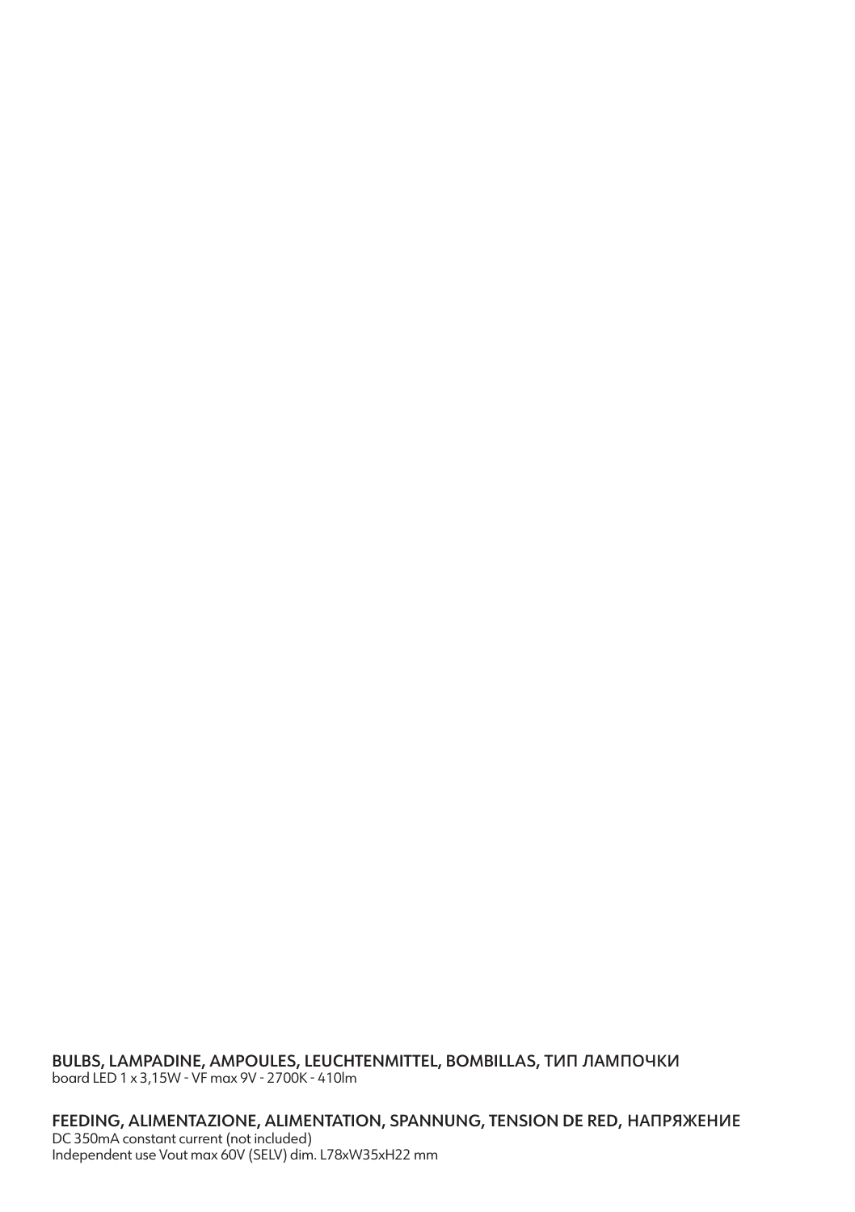**BULBS, LAMPADINE, AMPOULES, LEUCHTENMITTEL, BOMBILLAS, ТИП ЛАМПОЧКИ**
board LED 1 x 3,15W - VF max 9V - 2700K - 410lm

**FEEDING, ALIMENTAZIONE, ALIMENTATION, SPANNUNG, TENSION DE RED, НАПРЯЖЕНИЕ**
DC 350mA constant current (not included)
Independent use Vout max 60V (SELV) dim. L78xW35xH22 mm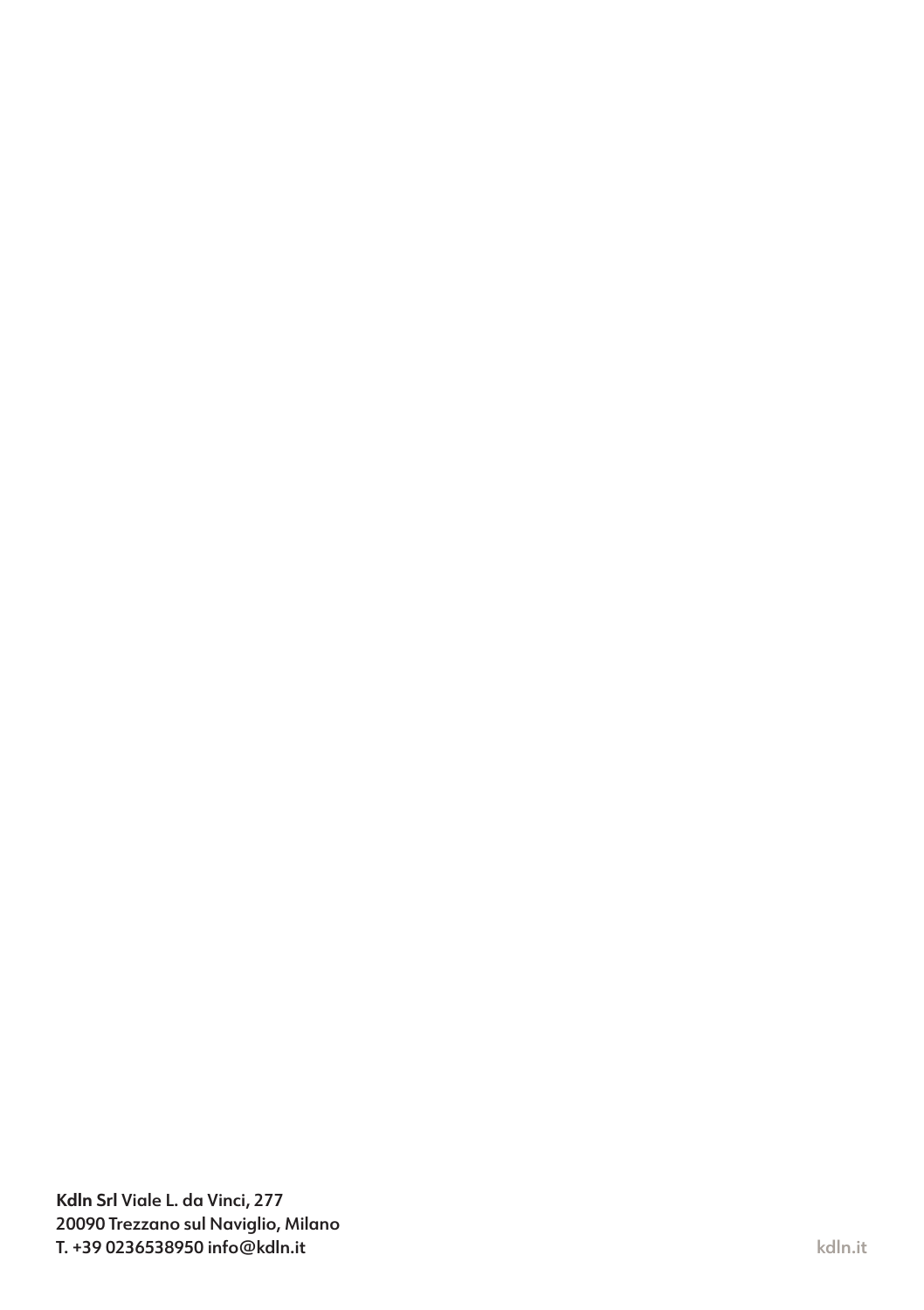**Kdln Srl** Viale L. da Vinci, 277
20090 Trezzano sul Naviglio, Milano
T. +39 0236538950 info@kdln.it

kdln.it